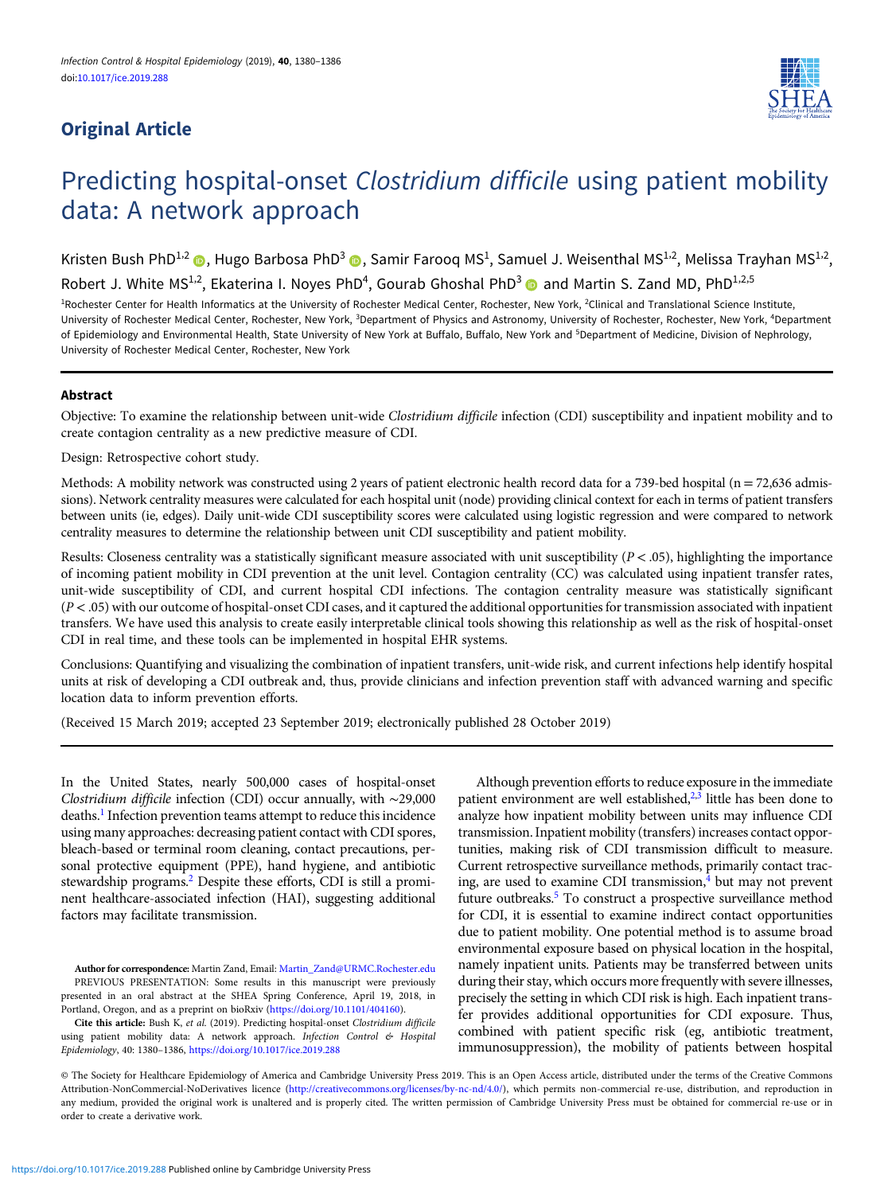## Original Article

# Predicting hospital-onset *Clostridium difficile* using patient mobility data: A network approach

Kristen Bush PhD[1,2], Hugo Barbosa PhD[3], Samir Farooq MS[1], Samuel J. Weisenthal MS[1,2], Melissa Trayhan MS[1,2], Robert J. White MS[1,2], Ekaterina I. Noyes PhD[4], Gourab Ghoshal PhD[3] and Martin S. Zand MD, PhD[1,2,5]

[1]Rochester Center for Health Informatics at the University of Rochester Medical Center, Rochester, New York, [2]Clinical and Translational Science Institute, University of Rochester Medical Center, Rochester, New York, [3]Department of Physics and Astronomy, University of Rochester, Rochester, New York, [4]Department of Epidemiology and Environmental Health, State University of New York at Buffalo, Buffalo, New York and [5]Department of Medicine, Division of Nephrology, University of Rochester Medical Center, Rochester, New York

### Abstract

Objective: To examine the relationship between unit-wide *Clostridium difficile* infection (CDI) susceptibility and inpatient mobility and to create contagion centrality as a new predictive measure of CDI.

Design: Retrospective cohort study.

Methods: A mobility network was constructed using 2 years of patient electronic health record data for a 739-bed hospital (n = 72,636 admissions). Network centrality measures were calculated for each hospital unit (node) providing clinical context for each in terms of patient transfers between units (ie, edges). Daily unit-wide CDI susceptibility scores were calculated using logistic regression and were compared to network centrality measures to determine the relationship between unit CDI susceptibility and patient mobility.

Results: Closeness centrality was a statistically significant measure associated with unit susceptibility ($P < .05$), highlighting the importance of incoming patient mobility in CDI prevention at the unit level. Contagion centrality (CC) was calculated using inpatient transfer rates, unit-wide susceptibility of CDI, and current hospital CDI infections. The contagion centrality measure was statistically significant ($P < .05$) with our outcome of hospital-onset CDI cases, and it captured the additional opportunities for transmission associated with inpatient transfers. We have used this analysis to create easily interpretable clinical tools showing this relationship as well as the risk of hospital-onset CDI in real time, and these tools can be implemented in hospital EHR systems.

Conclusions: Quantifying and visualizing the combination of inpatient transfers, unit-wide risk, and current infections help identify hospital units at risk of developing a CDI outbreak and, thus, provide clinicians and infection prevention staff with advanced warning and specific location data to inform prevention efforts.

(Received 15 March 2019; accepted 23 September 2019; electronically published 28 October 2019)

In the United States, nearly 500,000 cases of hospital-onset *Clostridium difficile* infection (CDI) occur annually, with ∼29,000 deaths.[1] Infection prevention teams attempt to reduce this incidence using many approaches: decreasing patient contact with CDI spores, bleach-based or terminal room cleaning, contact precautions, personal protective equipment (PPE), hand hygiene, and antibiotic stewardship programs.[2] Despite these efforts, CDI is still a prominent healthcare-associated infection (HAI), suggesting additional factors may facilitate transmission.

Although prevention efforts to reduce exposure in the immediate patient environment are well established,[2,3] little has been done to analyze how inpatient mobility between units may influence CDI transmission. Inpatient mobility (transfers) increases contact opportunities, making risk of CDI transmission difficult to measure. Current retrospective surveillance methods, primarily contact tracing, are used to examine CDI transmission,[4] but may not prevent future outbreaks.[5] To construct a prospective surveillance method for CDI, it is essential to examine indirect contact opportunities due to patient mobility. One potential method is to assume broad environmental exposure based on physical location in the hospital, namely inpatient units. Patients may be transferred between units during their stay, which occurs more frequently with severe illnesses, precisely the setting in which CDI risk is high. Each inpatient transfer provides additional opportunities for CDI exposure. Thus, combined with patient specific risk (eg, antibiotic treatment, immunosuppression), the mobility of patients between hospital

**Author for correspondence:** Martin Zand, Email: Martin_Zand@URMC.Rochester.edu
PREVIOUS PRESENTATION: Some results in this manuscript were previously presented in an oral abstract at the SHEA Spring Conference, April 19, 2018, in Portland, Oregon, and as a preprint on bioRxiv (https://doi.org/10.1101/404160).

**Cite this article:** Bush K, *et al.* (2019). Predicting hospital-onset *Clostridium difficile* using patient mobility data: A network approach. *Infection Control & Hospital Epidemiology*, 40: 1380–1386, https://doi.org/10.1017/ice.2019.288

© The Society for Healthcare Epidemiology of America and Cambridge University Press 2019. This is an Open Access article, distributed under the terms of the Creative Commons Attribution-NonCommercial-NoDerivatives licence (http://creativecommons.org/licenses/by-nc-nd/4.0/), which permits non-commercial re-use, distribution, and reproduction in any medium, provided the original work is unaltered and is properly cited. The written permission of Cambridge University Press must be obtained for commercial re-use or in order to create a derivative work.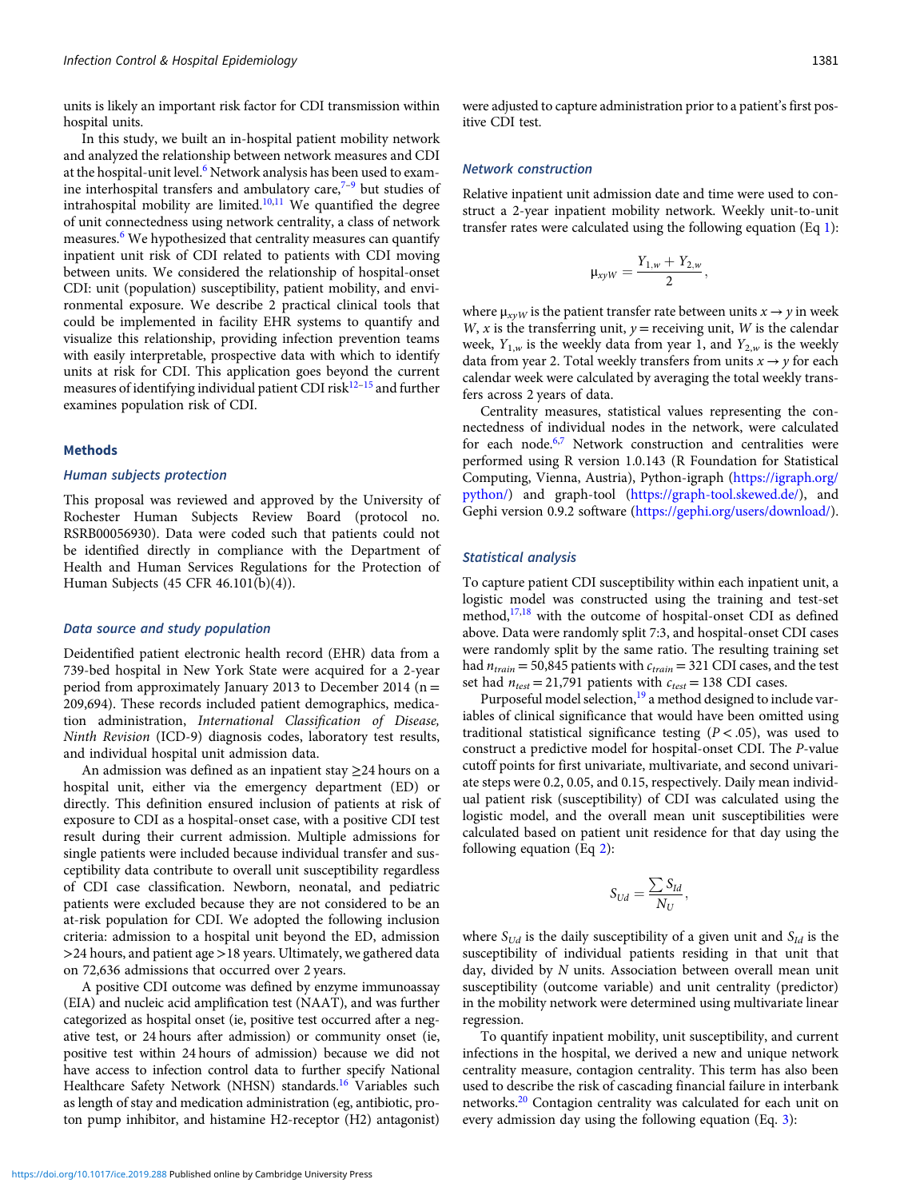units is likely an important risk factor for CDI transmission within hospital units.

In this study, we built an in-hospital patient mobility network and analyzed the relationship between network measures and CDI at the hospital-unit level.[6] Network analysis has been used to examine interhospital transfers and ambulatory care,[7–9] but studies of intrahospital mobility are limited.[10,11] We quantified the degree of unit connectedness using network centrality, a class of network measures.[6] We hypothesized that centrality measures can quantify inpatient unit risk of CDI related to patients with CDI moving between units. We considered the relationship of hospital-onset CDI: unit (population) susceptibility, patient mobility, and environmental exposure. We describe 2 practical clinical tools that could be implemented in facility EHR systems to quantify and visualize this relationship, providing infection prevention teams with easily interpretable, prospective data with which to identify units at risk for CDI. This application goes beyond the current measures of identifying individual patient CDI risk[12–15] and further examines population risk of CDI.

## Methods

### Human subjects protection

This proposal was reviewed and approved by the University of Rochester Human Subjects Review Board (protocol no. RSRB00056930). Data were coded such that patients could not be identified directly in compliance with the Department of Health and Human Services Regulations for the Protection of Human Subjects (45 CFR 46.101(b)(4)).

### Data source and study population

Deidentified patient electronic health record (EHR) data from a 739-bed hospital in New York State were acquired for a 2-year period from approximately January 2013 to December 2014 ($n = 209{,}694$). These records included patient demographics, medication administration, *International Classification of Disease, Ninth Revision* (ICD-9) diagnosis codes, laboratory test results, and individual hospital unit admission data.

An admission was defined as an inpatient stay ≥24 hours on a hospital unit, either via the emergency department (ED) or directly. This definition ensured inclusion of patients at risk of exposure to CDI as a hospital-onset case, with a positive CDI test result during their current admission. Multiple admissions for single patients were included because individual transfer and susceptibility data contribute to overall unit susceptibility regardless of CDI case classification. Newborn, neonatal, and pediatric patients were excluded because they are not considered to be an at-risk population for CDI. We adopted the following inclusion criteria: admission to a hospital unit beyond the ED, admission >24 hours, and patient age >18 years. Ultimately, we gathered data on 72,636 admissions that occurred over 2 years.

A positive CDI outcome was defined by enzyme immunoassay (EIA) and nucleic acid amplification test (NAAT), and was further categorized as hospital onset (ie, positive test occurred after a negative test, or 24 hours after admission) or community onset (ie, positive test within 24 hours of admission) because we did not have access to infection control data to further specify National Healthcare Safety Network (NHSN) standards.[16] Variables such as length of stay and medication administration (eg, antibiotic, proton pump inhibitor, and histamine H2-receptor (H2) antagonist) were adjusted to capture administration prior to a patient's first positive CDI test.

### Network construction

Relative inpatient unit admission date and time were used to construct a 2-year inpatient mobility network. Weekly unit-to-unit transfer rates were calculated using the following equation (Eq 1):

$$\mu_{xyW} = \frac{Y_{1,w} + Y_{2,w}}{2},$$

where $\mu_{xyW}$ is the patient transfer rate between units $x \rightarrow y$ in week $W$, $x$ is the transferring unit, $y$ = receiving unit, $W$ is the calendar week, $Y_{1,w}$ is the weekly data from year 1, and $Y_{2,w}$ is the weekly data from year 2. Total weekly transfers from units $x \rightarrow y$ for each calendar week were calculated by averaging the total weekly transfers across 2 years of data.

Centrality measures, statistical values representing the connectedness of individual nodes in the network, were calculated for each node.[6,7] Network construction and centralities were performed using R version 1.0.143 (R Foundation for Statistical Computing, Vienna, Austria), Python-igraph (https://igraph.org/python/) and graph-tool (https://graph-tool.skewed.de/), and Gephi version 0.9.2 software (https://gephi.org/users/download/).

### Statistical analysis

To capture patient CDI susceptibility within each inpatient unit, a logistic model was constructed using the training and test-set method,[17,18] with the outcome of hospital-onset CDI as defined above. Data were randomly split 7:3, and hospital-onset CDI cases were randomly split by the same ratio. The resulting training set had $n_{train} = 50{,}845$ patients with $c_{train} = 321$ CDI cases, and the test set had $n_{test} = 21{,}791$ patients with $c_{test} = 138$ CDI cases.

Purposeful model selection,[19] a method designed to include variables of clinical significance that would have been omitted using traditional statistical significance testing ($P < .05$), was used to construct a predictive model for hospital-onset CDI. The $P$-value cutoff points for first univariate, multivariate, and second univariate steps were 0.2, 0.05, and 0.15, respectively. Daily mean individual patient risk (susceptibility) of CDI was calculated using the logistic model, and the overall mean unit susceptibilities were calculated based on patient unit residence for that day using the following equation (Eq 2):

$$S_{Ud} = \frac{\sum S_{Id}}{N_U},$$

where $S_{Ud}$ is the daily susceptibility of a given unit and $S_{Id}$ is the susceptibility of individual patients residing in that unit that day, divided by $N$ units. Association between overall mean unit susceptibility (outcome variable) and unit centrality (predictor) in the mobility network were determined using multivariate linear regression.

To quantify inpatient mobility, unit susceptibility, and current infections in the hospital, we derived a new and unique network centrality measure, contagion centrality. This term has also been used to describe the risk of cascading financial failure in interbank networks.[20] Contagion centrality was calculated for each unit on every admission day using the following equation (Eq. 3):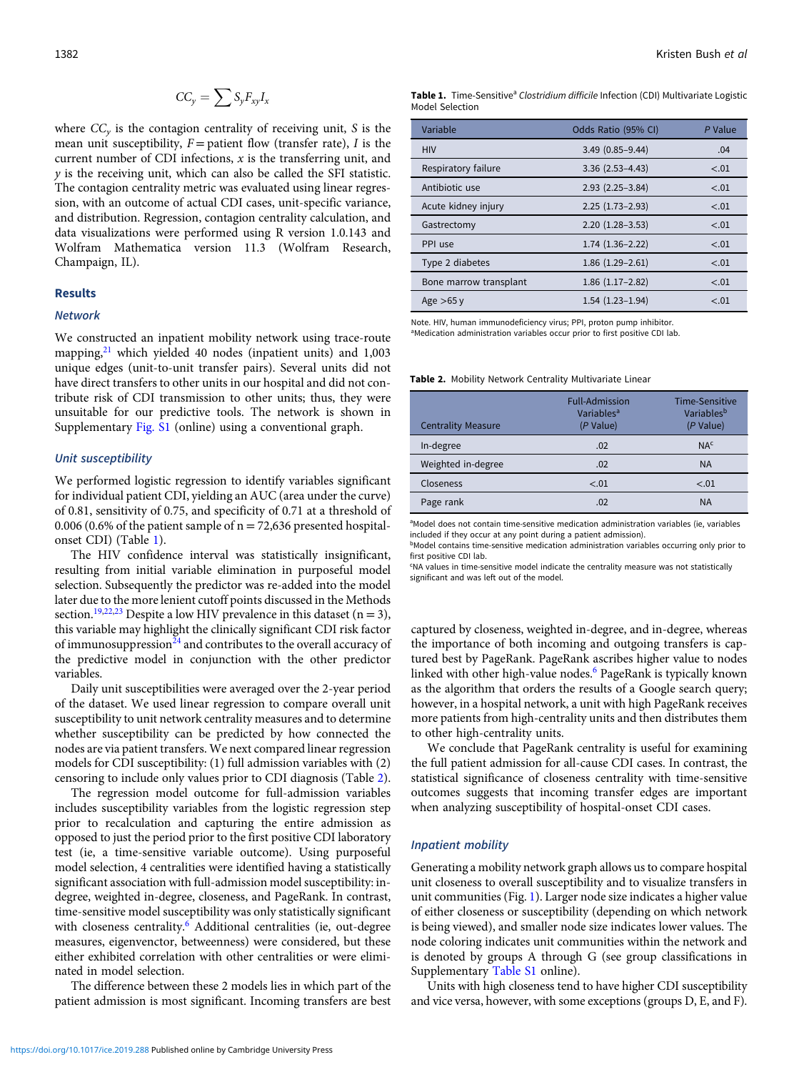$$CC_y = \sum S_y F_{xy} I_x$$

where $CC_y$ is the contagion centrality of receiving unit, $S$ is the mean unit susceptibility, $F$ = patient flow (transfer rate), $I$ is the current number of CDI infections, $x$ is the transferring unit, and $y$ is the receiving unit, which can also be called the SFI statistic. The contagion centrality metric was evaluated using linear regression, with an outcome of actual CDI cases, unit-specific variance, and distribution. Regression, contagion centrality calculation, and data visualizations were performed using R version 1.0.143 and Wolfram Mathematica version 11.3 (Wolfram Research, Champaign, IL).

## Results

### Network

We constructed an inpatient mobility network using trace-route mapping,[21] which yielded 40 nodes (inpatient units) and 1,003 unique edges (unit-to-unit transfer pairs). Several units did not have direct transfers to other units in our hospital and did not contribute risk of CDI transmission to other units; thus, they were unsuitable for our predictive tools. The network is shown in Supplementary Fig. S1 (online) using a conventional graph.

### Unit susceptibility

We performed logistic regression to identify variables significant for individual patient CDI, yielding an AUC (area under the curve) of 0.81, sensitivity of 0.75, and specificity of 0.71 at a threshold of 0.006 (0.6% of the patient sample of n = 72,636 presented hospital-onset CDI) (Table 1).

The HIV confidence interval was statistically insignificant, resulting from initial variable elimination in purposeful model selection. Subsequently the predictor was re-added into the model later due to the more lenient cutoff points discussed in the Methods section.[19,22,23] Despite a low HIV prevalence in this dataset (n = 3), this variable may highlight the clinically significant CDI risk factor of immunosuppression[24] and contributes to the overall accuracy of the predictive model in conjunction with the other predictor variables.

Daily unit susceptibilities were averaged over the 2-year period of the dataset. We used linear regression to compare overall unit susceptibility to unit network centrality measures and to determine whether susceptibility can be predicted by how connected the nodes are via patient transfers. We next compared linear regression models for CDI susceptibility: (1) full admission variables with (2) censoring to include only values prior to CDI diagnosis (Table 2).

The regression model outcome for full-admission variables includes susceptibility variables from the logistic regression step prior to recalculation and capturing the entire admission as opposed to just the period prior to the first positive CDI laboratory test (ie, a time-sensitive variable outcome). Using purposeful model selection, 4 centralities were identified having a statistically significant association with full-admission model susceptibility: in-degree, weighted in-degree, closeness, and PageRank. In contrast, time-sensitive model susceptibility was only statistically significant with closeness centrality.[6] Additional centralities (ie, out-degree measures, eigenvector, betweenness) were considered, but these either exhibited correlation with other centralities or were eliminated in model selection.

The difference between these 2 models lies in which part of the patient admission is most significant. Incoming transfers are best captured by closeness, weighted in-degree, and in-degree, whereas the importance of both incoming and outgoing transfers is captured best by PageRank. PageRank ascribes higher value to nodes linked with other high-value nodes.[6] PageRank is typically known as the algorithm that orders the results of a Google search query; however, in a hospital network, a unit with high PageRank receives more patients from high-centrality units and then distributes them to other high-centrality units.

We conclude that PageRank centrality is useful for examining the full patient admission for all-cause CDI cases. In contrast, the statistical significance of closeness centrality with time-sensitive outcomes suggests that incoming transfer edges are important when analyzing susceptibility of hospital-onset CDI cases.

**Table 1.** Time-Sensitive[a] *Clostridium difficile* Infection (CDI) Multivariate Logistic Model Selection

| Variable | Odds Ratio (95% CI) | *P* Value |
|---|---|---|
| HIV | 3.49 (0.85–9.44) | .04 |
| Respiratory failure | 3.36 (2.53–4.43) | <.01 |
| Antibiotic use | 2.93 (2.25–3.84) | <.01 |
| Acute kidney injury | 2.25 (1.73–2.93) | <.01 |
| Gastrectomy | 2.20 (1.28–3.53) | <.01 |
| PPI use | 1.74 (1.36–2.22) | <.01 |
| Type 2 diabetes | 1.86 (1.29–2.61) | <.01 |
| Bone marrow transplant | 1.86 (1.17–2.82) | <.01 |
| Age >65 y | 1.54 (1.23–1.94) | <.01 |

Note. HIV, human immunodeficiency virus; PPI, proton pump inhibitor.
[a]Medication administration variables occur prior to first positive CDI lab.

**Table 2.** Mobility Network Centrality Multivariate Linear

| Centrality Measure | Full-Admission Variables[a] (*P* Value) | Time-Sensitive Variables[b] (*P* Value) |
|---|---|---|
| In-degree | .02 | NA[c] |
| Weighted in-degree | .02 | NA |
| Closeness | <.01 | <.01 |
| Page rank | .02 | NA |

[a]Model does not contain time-sensitive medication administration variables (ie, variables included if they occur at any point during a patient admission).
[b]Model contains time-sensitive medication administration variables occurring only prior to first positive CDI lab.
[c]NA values in time-sensitive model indicate the centrality measure was not statistically significant and was left out of the model.

### Inpatient mobility

Generating a mobility network graph allows us to compare hospital unit closeness to overall susceptibility and to visualize transfers in unit communities (Fig. 1). Larger node size indicates a higher value of either closeness or susceptibility (depending on which network is being viewed), and smaller node size indicates lower values. The node coloring indicates unit communities within the network and is denoted by groups A through G (see group classifications in Supplementary Table S1 online).

Units with high closeness tend to have higher CDI susceptibility and vice versa, however, with some exceptions (groups D, E, and F).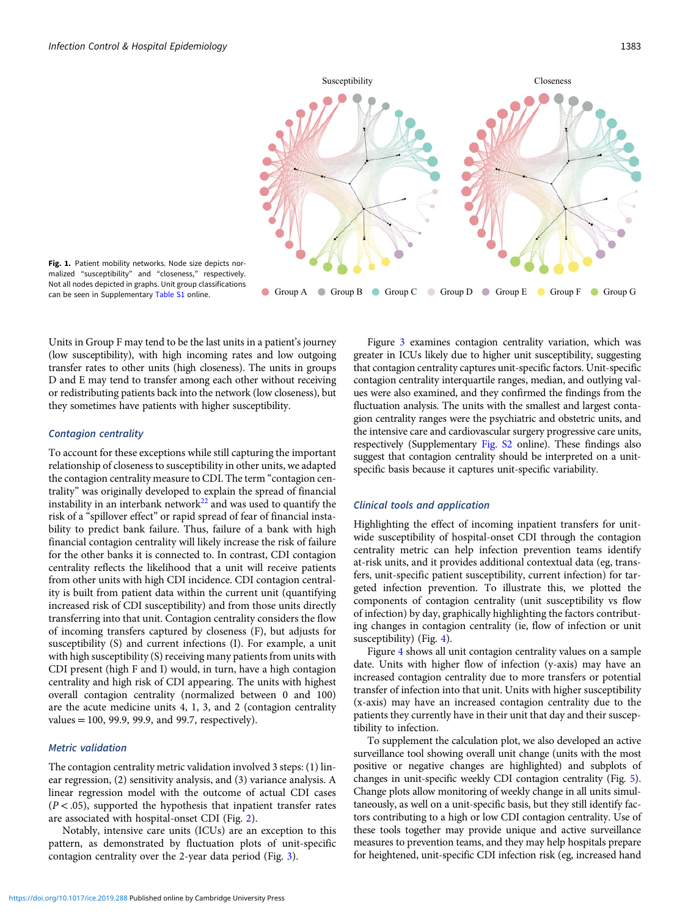Susceptibility

Closeness

Group A Group B Group C Group D Group E Group F Group G

**Fig. 1.** Patient mobility networks. Node size depicts normalized "susceptibility" and "closeness," respectively. Not all nodes depicted in graphs. Unit group classifications can be seen in Supplementary Table S1 online.

Units in Group F may tend to be the last units in a patient's journey (low susceptibility), with high incoming rates and low outgoing transfer rates to other units (high closeness). The units in groups D and E may tend to transfer among each other without receiving or redistributing patients back into the network (low closeness), but they sometimes have patients with higher susceptibility.

### *Contagion centrality*

To account for these exceptions while still capturing the important relationship of closeness to susceptibility in other units, we adapted the contagion centrality measure to CDI. The term "contagion centrality" was originally developed to explain the spread of financial instability in an interbank network[22] and was used to quantify the risk of a "spillover effect" or rapid spread of fear of financial instability to predict bank failure. Thus, failure of a bank with high financial contagion centrality will likely increase the risk of failure for the other banks it is connected to. In contrast, CDI contagion centrality reflects the likelihood that a unit will receive patients from other units with high CDI incidence. CDI contagion centrality is built from patient data within the current unit (quantifying increased risk of CDI susceptibility) and from those units directly transferring into that unit. Contagion centrality considers the flow of incoming transfers captured by closeness (F), but adjusts for susceptibility (S) and current infections (I). For example, a unit with high susceptibility (S) receiving many patients from units with CDI present (high F and I) would, in turn, have a high contagion centrality and high risk of CDI appearing. The units with highest overall contagion centrality (normalized between 0 and 100) are the acute medicine units 4, 1, 3, and 2 (contagion centrality values = 100, 99.9, 99.9, and 99.7, respectively).

### *Metric validation*

The contagion centrality metric validation involved 3 steps: (1) linear regression, (2) sensitivity analysis, and (3) variance analysis. A linear regression model with the outcome of actual CDI cases ($P < .05$), supported the hypothesis that inpatient transfer rates are associated with hospital-onset CDI (Fig. 2).

Notably, intensive care units (ICUs) are an exception to this pattern, as demonstrated by fluctuation plots of unit-specific contagion centrality over the 2-year data period (Fig. 3).

Figure 3 examines contagion centrality variation, which was greater in ICUs likely due to higher unit susceptibility, suggesting that contagion centrality captures unit-specific factors. Unit-specific contagion centrality interquartile ranges, median, and outlying values were also examined, and they confirmed the findings from the fluctuation analysis. The units with the smallest and largest contagion centrality ranges were the psychiatric and obstetric units, and the intensive care and cardiovascular surgery progressive care units, respectively (Supplementary Fig. S2 online). These findings also suggest that contagion centrality should be interpreted on a unit-specific basis because it captures unit-specific variability.

### *Clinical tools and application*

Highlighting the effect of incoming inpatient transfers for unit-wide susceptibility of hospital-onset CDI through the contagion centrality metric can help infection prevention teams identify at-risk units, and it provides additional contextual data (eg, transfers, unit-specific patient susceptibility, current infection) for targeted infection prevention. To illustrate this, we plotted the components of contagion centrality (unit susceptibility vs flow of infection) by day, graphically highlighting the factors contributing changes in contagion centrality (ie, flow of infection or unit susceptibility) (Fig. 4).

Figure 4 shows all unit contagion centrality values on a sample date. Units with higher flow of infection (y-axis) may have an increased contagion centrality due to more transfers or potential transfer of infection into that unit. Units with higher susceptibility (x-axis) may have an increased contagion centrality due to the patients they currently have in their unit that day and their susceptibility to infection.

To supplement the calculation plot, we also developed an active surveillance tool showing overall unit change (units with the most positive or negative changes are highlighted) and subplots of changes in unit-specific weekly CDI contagion centrality (Fig. 5). Change plots allow monitoring of weekly change in all units simultaneously, as well on a unit-specific basis, but they still identify factors contributing to a high or low CDI contagion centrality. Use of these tools together may provide unique and active surveillance measures to prevention teams, and they may help hospitals prepare for heightened, unit-specific CDI infection risk (eg, increased hand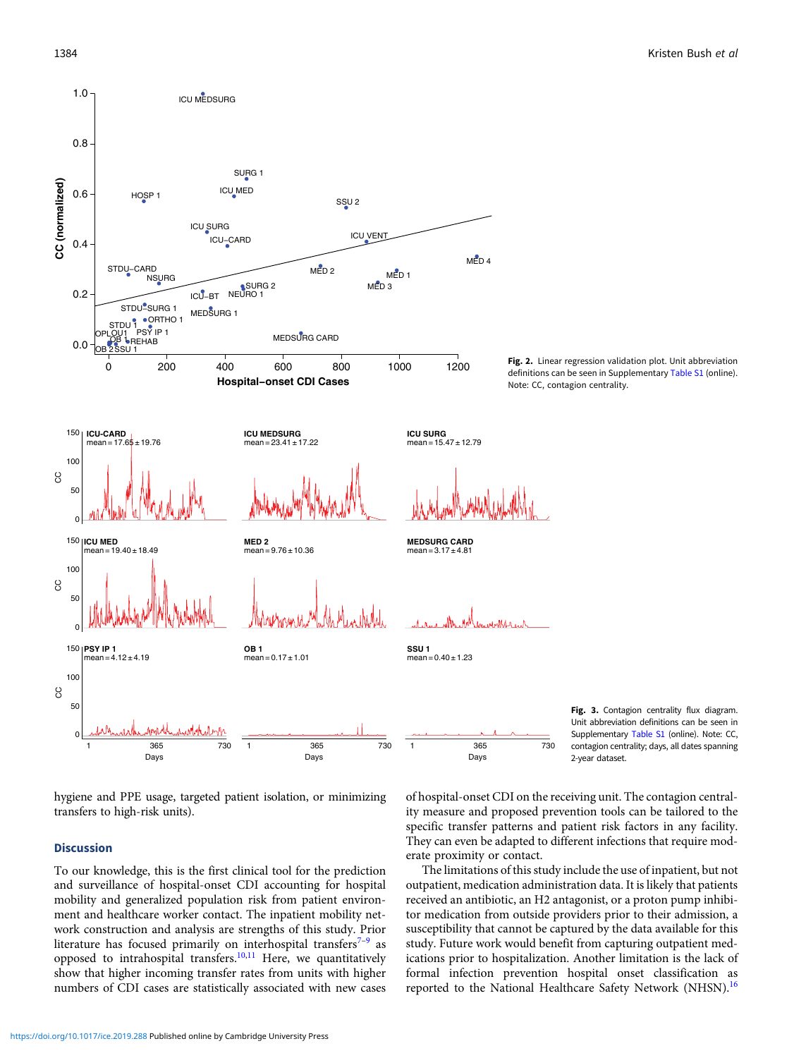**Fig. 2.** Linear regression validation plot. Unit abbreviation definitions can be seen in Supplementary Table S1 (online). Note: CC, contagion centrality.

**Fig. 3.** Contagion centrality flux diagram. Unit abbreviation definitions can be seen in Supplementary Table S1 (online). Note: CC, contagion centrality; days, all dates spanning 2-year dataset.

hygiene and PPE usage, targeted patient isolation, or minimizing transfers to high-risk units).

## Discussion

To our knowledge, this is the first clinical tool for the prediction and surveillance of hospital-onset CDI accounting for hospital mobility and generalized population risk from patient environment and healthcare worker contact. The inpatient mobility network construction and analysis are strengths of this study. Prior literature has focused primarily on interhospital transfers[7–9] as opposed to intrahospital transfers.[10,11] Here, we quantitatively show that higher incoming transfer rates from units with higher numbers of CDI cases are statistically associated with new cases of hospital-onset CDI on the receiving unit. The contagion centrality measure and proposed prevention tools can be tailored to the specific transfer patterns and patient risk factors in any facility. They can even be adapted to different infections that require moderate proximity or contact.

The limitations of this study include the use of inpatient, but not outpatient, medication administration data. It is likely that patients received an antibiotic, an H2 antagonist, or a proton pump inhibitor medication from outside providers prior to their admission, a susceptibility that cannot be captured by the data available for this study. Future work would benefit from capturing outpatient medications prior to hospitalization. Another limitation is the lack of formal infection prevention hospital onset classification as reported to the National Healthcare Safety Network (NHSN).[16]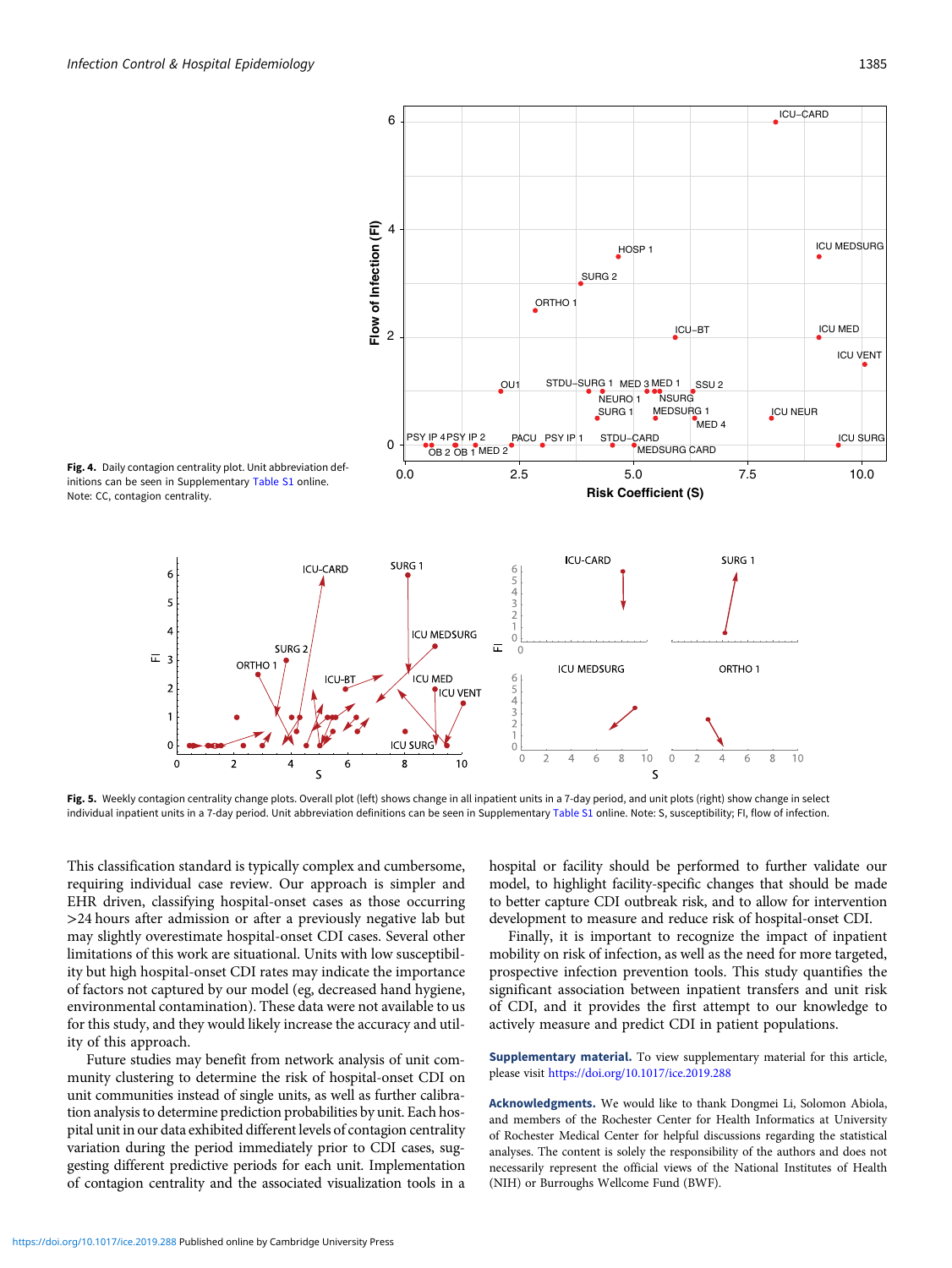ICU–CARD

HOSP 1

ICU MEDSURG

SURG 2

ORTHO 1

ICU–BT

ICU MED

ICU VENT

OU1

STDU–SURG 1

MED 3

MED 1

SSU 2

NEURO 1

NSURG

SURG 1

MEDSURG 1

ICU NEUR

MED 4

PSY IP 4

PSY IP 2

PACU

PSY IP 1

STDU–CARD

ICU SURG

OB 2

OB 1

MED 2

MEDSURG CARD

Flow of Infection (FI)

0 2 4 6

0.0 2.5 5.0 7.5 10.0

Risk Coefficient (S)

**Fig. 4.** Daily contagion centrality plot. Unit abbreviation definitions can be seen in Supplementary Table S1 online. Note: CC, contagion centrality.

ICU-CARD

SURG 1

ICU MEDSURG

SURG 2

ORTHO 1

ICU-BT

ICU MED

ICU VENT

ICU SURG

FI

S

0 2 4 6 8 10

0 1 2 3 4 5 6

ICU-CARD

SURG 1

ICU MEDSURG

ORTHO 1

FI

S

0 2 4 6 8 10

0 1 2 3 4 5 6

**Fig. 5.** Weekly contagion centrality change plots. Overall plot (left) shows change in all inpatient units in a 7-day period, and unit plots (right) show change in select individual inpatient units in a 7-day period. Unit abbreviation definitions can be seen in Supplementary Table S1 online. Note: S, susceptibility; FI, flow of infection.

This classification standard is typically complex and cumbersome, requiring individual case review. Our approach is simpler and EHR driven, classifying hospital-onset cases as those occurring >24 hours after admission or after a previously negative lab but may slightly overestimate hospital-onset CDI cases. Several other limitations of this work are situational. Units with low susceptibility but high hospital-onset CDI rates may indicate the importance of factors not captured by our model (eg, decreased hand hygiene, environmental contamination). These data were not available to us for this study, and they would likely increase the accuracy and utility of this approach.

Future studies may benefit from network analysis of unit community clustering to determine the risk of hospital-onset CDI on unit communities instead of single units, as well as further calibration analysis to determine prediction probabilities by unit. Each hospital unit in our data exhibited different levels of contagion centrality variation during the period immediately prior to CDI cases, suggesting different predictive periods for each unit. Implementation of contagion centrality and the associated visualization tools in a hospital or facility should be performed to further validate our model, to highlight facility-specific changes that should be made to better capture CDI outbreak risk, and to allow for intervention development to measure and reduce risk of hospital-onset CDI.

Finally, it is important to recognize the impact of inpatient mobility on risk of infection, as well as the need for more targeted, prospective infection prevention tools. This study quantifies the significant association between inpatient transfers and unit risk of CDI, and it provides the first attempt to our knowledge to actively measure and predict CDI in patient populations.

**Supplementary material.** To view supplementary material for this article, please visit https://doi.org/10.1017/ice.2019.288

**Acknowledgments.** We would like to thank Dongmei Li, Solomon Abiola, and members of the Rochester Center for Health Informatics at University of Rochester Medical Center for helpful discussions regarding the statistical analyses. The content is solely the responsibility of the authors and does not necessarily represent the official views of the National Institutes of Health (NIH) or Burroughs Wellcome Fund (BWF).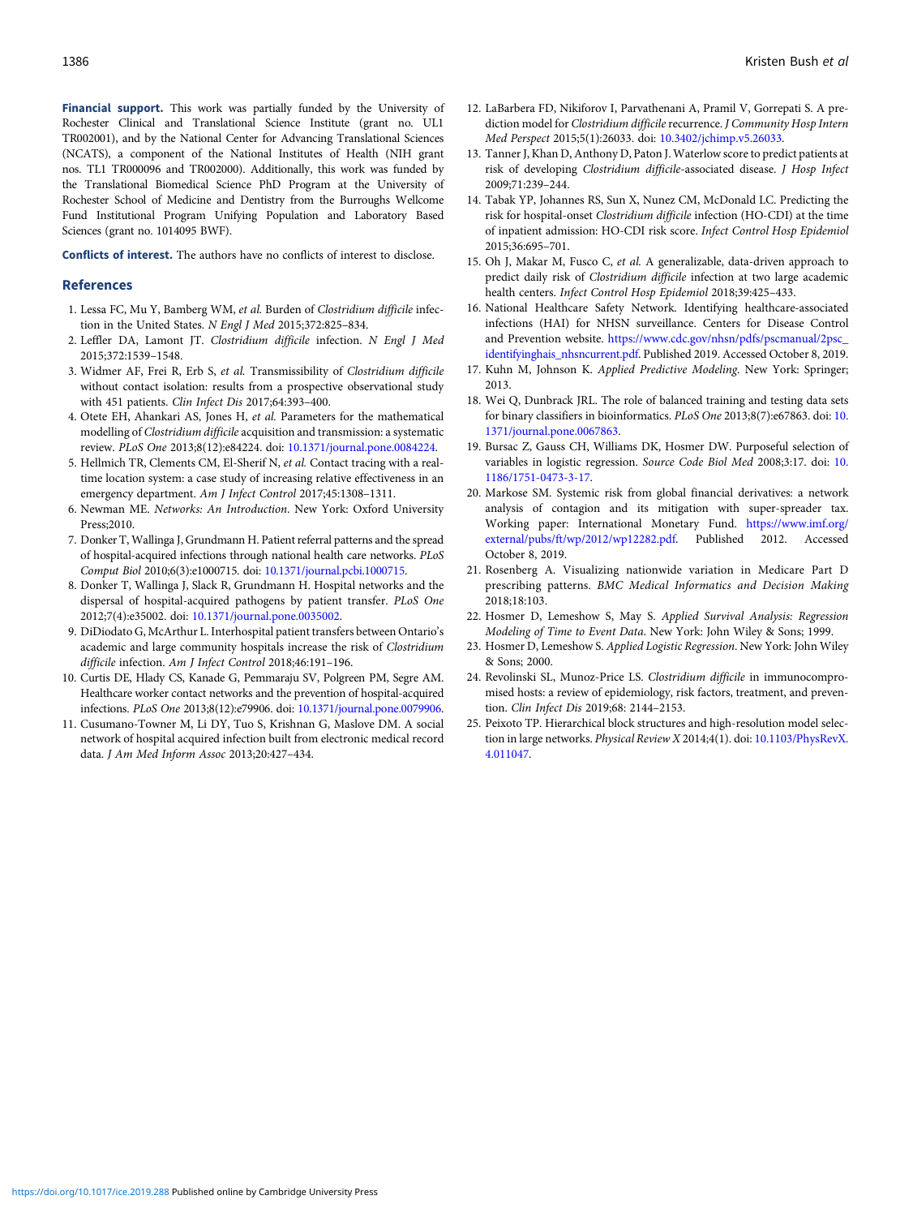**Financial support.** This work was partially funded by the University of Rochester Clinical and Translational Science Institute (grant no. UL1 TR002001), and by the National Center for Advancing Translational Sciences (NCATS), a component of the National Institutes of Health (NIH grant nos. TL1 TR000096 and TR002000). Additionally, this work was funded by the Translational Biomedical Science PhD Program at the University of Rochester School of Medicine and Dentistry from the Burroughs Wellcome Fund Institutional Program Unifying Population and Laboratory Based Sciences (grant no. 1014095 BWF).

**Conflicts of interest.** The authors have no conflicts of interest to disclose.

## References

1. Lessa FC, Mu Y, Bamberg WM, *et al.* Burden of *Clostridium difficile* infection in the United States. *N Engl J Med* 2015;372:825–834.
2. Leffler DA, Lamont JT. *Clostridium difficile* infection. *N Engl J Med* 2015;372:1539–1548.
3. Widmer AF, Frei R, Erb S, *et al.* Transmissibility of *Clostridium difficile* without contact isolation: results from a prospective observational study with 451 patients. *Clin Infect Dis* 2017;64:393–400.
4. Otete EH, Ahankari AS, Jones H, *et al.* Parameters for the mathematical modelling of *Clostridium difficile* acquisition and transmission: a systematic review. *PLoS One* 2013;8(12):e84224. doi: 10.1371/journal.pone.0084224.
5. Hellmich TR, Clements CM, El-Sherif N, *et al.* Contact tracing with a real-time location system: a case study of increasing relative effectiveness in an emergency department. *Am J Infect Control* 2017;45:1308–1311.
6. Newman ME. *Networks: An Introduction*. New York: Oxford University Press;2010.
7. Donker T, Wallinga J, Grundmann H. Patient referral patterns and the spread of hospital-acquired infections through national health care networks. *PLoS Comput Biol* 2010;6(3):e1000715. doi: 10.1371/journal.pcbi.1000715.
8. Donker T, Wallinga J, Slack R, Grundmann H. Hospital networks and the dispersal of hospital-acquired pathogens by patient transfer. *PLoS One* 2012;7(4):e35002. doi: 10.1371/journal.pone.0035002.
9. DiDiodato G, McArthur L. Interhospital patient transfers between Ontario's academic and large community hospitals increase the risk of *Clostridium difficile* infection. *Am J Infect Control* 2018;46:191–196.
10. Curtis DE, Hlady CS, Kanade G, Pemmaraju SV, Polgreen PM, Segre AM. Healthcare worker contact networks and the prevention of hospital-acquired infections. *PLoS One* 2013;8(12):e79906. doi: 10.1371/journal.pone.0079906.
11. Cusumano-Towner M, Li DY, Tuo S, Krishnan G, Maslove DM. A social network of hospital acquired infection built from electronic medical record data. *J Am Med Inform Assoc* 2013;20:427–434.
12. LaBarbera FD, Nikiforov I, Parvathenani A, Pramil V, Gorrepati S. A prediction model for *Clostridium difficile* recurrence. *J Community Hosp Intern Med Perspect* 2015;5(1):26033. doi: 10.3402/jchimp.v5.26033.
13. Tanner J, Khan D, Anthony D, Paton J. Waterlow score to predict patients at risk of developing *Clostridium difficile*-associated disease. *J Hosp Infect* 2009;71:239–244.
14. Tabak YP, Johannes RS, Sun X, Nunez CM, McDonald LC. Predicting the risk for hospital-onset *Clostridium difficile* infection (HO-CDI) at the time of inpatient admission: HO-CDI risk score. *Infect Control Hosp Epidemiol* 2015;36:695–701.
15. Oh J, Makar M, Fusco C, *et al.* A generalizable, data-driven approach to predict daily risk of *Clostridium difficile* infection at two large academic health centers. *Infect Control Hosp Epidemiol* 2018;39:425–433.
16. National Healthcare Safety Network. Identifying healthcare-associated infections (HAI) for NHSN surveillance. Centers for Disease Control and Prevention website. https://www.cdc.gov/nhsn/pdfs/pscmanual/2psc_identifyinghais_nhsncurrent.pdf. Published 2019. Accessed October 8, 2019.
17. Kuhn M, Johnson K. *Applied Predictive Modeling*. New York: Springer; 2013.
18. Wei Q, Dunbrack JRL. The role of balanced training and testing data sets for binary classifiers in bioinformatics. *PLoS One* 2013;8(7):e67863. doi: 10.1371/journal.pone.0067863.
19. Bursac Z, Gauss CH, Williams DK, Hosmer DW. Purposeful selection of variables in logistic regression. *Source Code Biol Med* 2008;3:17. doi: 10.1186/1751-0473-3-17.
20. Markose SM. Systemic risk from global financial derivatives: a network analysis of contagion and its mitigation with super-spreader tax. Working paper: International Monetary Fund. https://www.imf.org/external/pubs/ft/wp/2012/wp12282.pdf. Published 2012. Accessed October 8, 2019.
21. Rosenberg A. Visualizing nationwide variation in Medicare Part D prescribing patterns. *BMC Medical Informatics and Decision Making* 2018;18:103.
22. Hosmer D, Lemeshow S, May S. *Applied Survival Analysis: Regression Modeling of Time to Event Data*. New York: John Wiley & Sons; 1999.
23. Hosmer D, Lemeshow S. *Applied Logistic Regression*. New York: John Wiley & Sons; 2000.
24. Revolinski SL, Munoz-Price LS. *Clostridium difficile* in immunocompromised hosts: a review of epidemiology, risk factors, treatment, and prevention. *Clin Infect Dis* 2019;68: 2144–2153.
25. Peixoto TP. Hierarchical block structures and high-resolution model selection in large networks. *Physical Review X* 2014;4(1). doi: 10.1103/PhysRevX.4.011047.